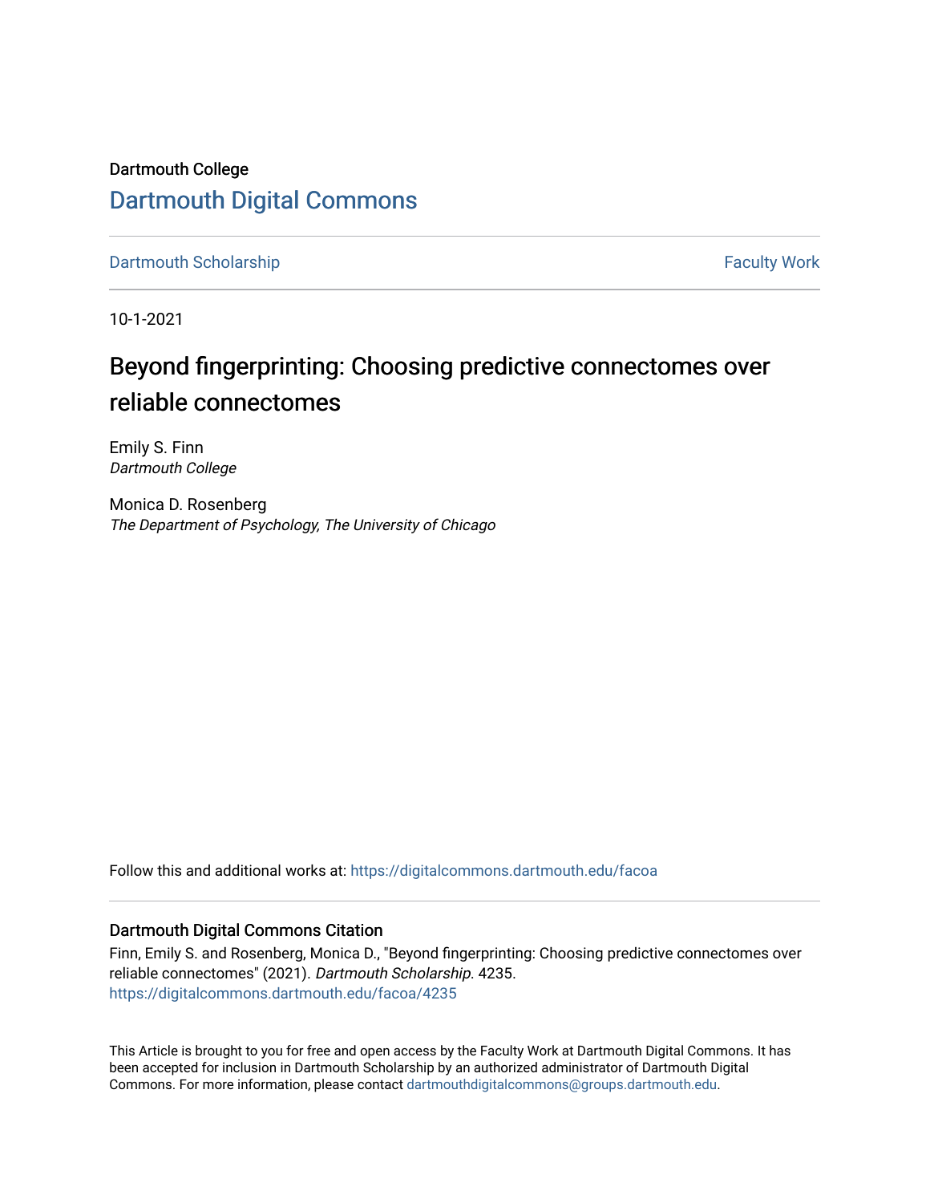Dartmouth College

# Dartmouth Digital Commons

Dartmouth Scholarship | Faculty Work

10-1-2021

# Beyond fingerprinting: Choosing predictive connectomes over reliable connectomes

Emily S. Finn
*Dartmouth College*

Monica D. Rosenberg
*The Department of Psychology, The University of Chicago*

Follow this and additional works at: https://digitalcommons.dartmouth.edu/facoa

## Dartmouth Digital Commons Citation

Finn, Emily S. and Rosenberg, Monica D., "Beyond fingerprinting: Choosing predictive connectomes over reliable connectomes" (2021). *Dartmouth Scholarship.* 4235.
https://digitalcommons.dartmouth.edu/facoa/4235

This Article is brought to you for free and open access by the Faculty Work at Dartmouth Digital Commons. It has been accepted for inclusion in Dartmouth Scholarship by an authorized administrator of Dartmouth Digital Commons. For more information, please contact dartmouthdigitalcommons@groups.dartmouth.edu.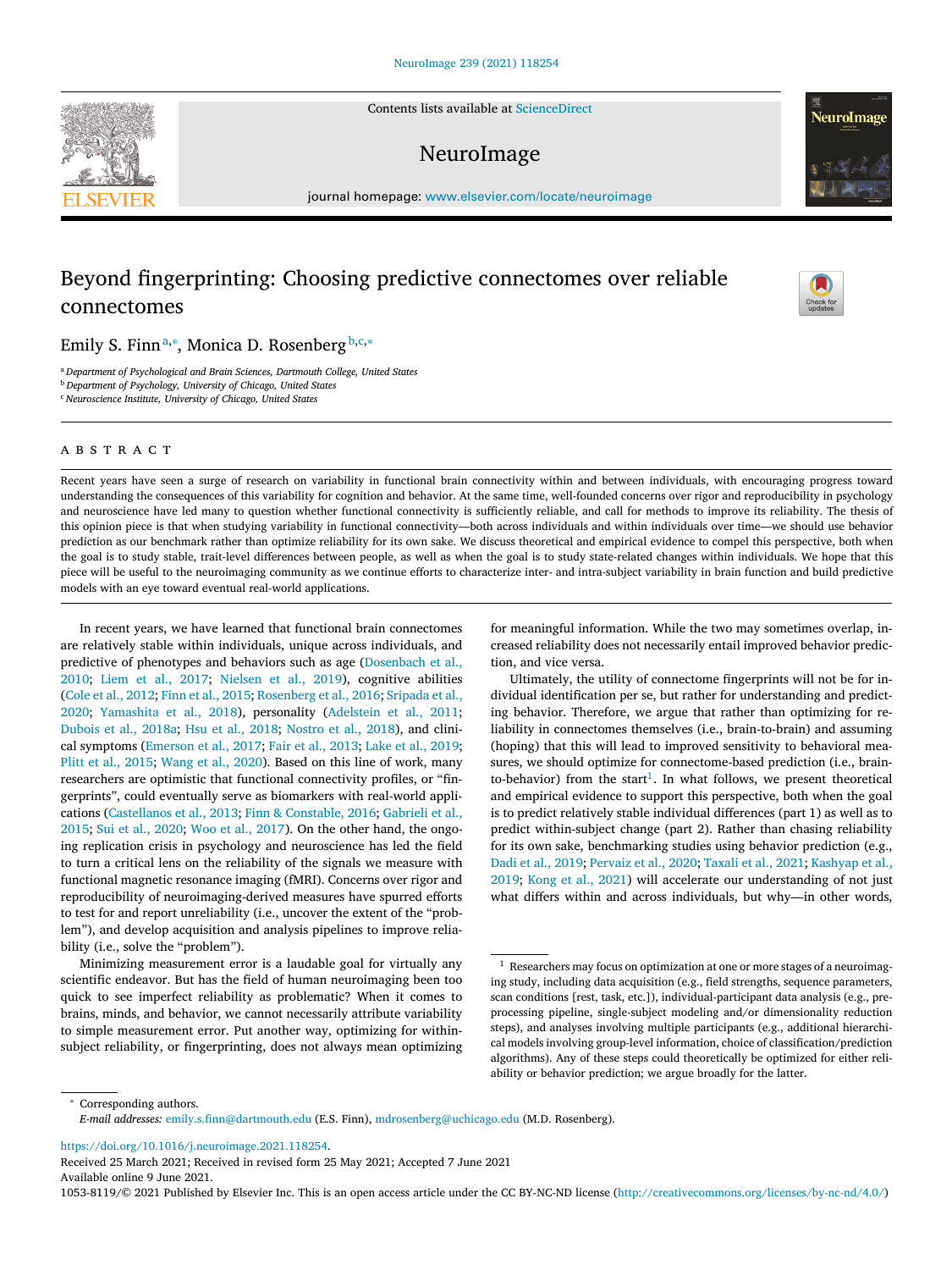# Beyond fingerprinting: Choosing predictive connectomes over reliable connectomes

Emily S. Finn[a,*], Monica D. Rosenberg[b,c,*]

[a] Department of Psychological and Brain Sciences, Dartmouth College, United States
[b] Department of Psychology, University of Chicago, United States
[c] Neuroscience Institute, University of Chicago, United States

## ABSTRACT

Recent years have seen a surge of research on variability in functional brain connectivity within and between individuals, with encouraging progress toward understanding the consequences of this variability for cognition and behavior. At the same time, well-founded concerns over rigor and reproducibility in psychology and neuroscience have led many to question whether functional connectivity is sufficiently reliable, and call for methods to improve its reliability. The thesis of this opinion piece is that when studying variability in functional connectivity—both across individuals and within individuals over time—we should use behavior prediction as our benchmark rather than optimize reliability for its own sake. We discuss theoretical and empirical evidence to compel this perspective, both when the goal is to study stable, trait-level differences between people, as well as when the goal is to study state-related changes within individuals. We hope that this piece will be useful to the neuroimaging community as we continue efforts to characterize inter- and intra-subject variability in brain function and build predictive models with an eye toward eventual real-world applications.

In recent years, we have learned that functional brain connectomes are relatively stable within individuals, unique across individuals, and predictive of phenotypes and behaviors such as age (Dosenbach et al., 2010; Liem et al., 2017; Nielsen et al., 2019), cognitive abilities (Cole et al., 2012; Finn et al., 2015; Rosenberg et al., 2016; Sripada et al., 2020; Yamashita et al., 2018), personality (Adelstein et al., 2011; Dubois et al., 2018a; Hsu et al., 2018; Nostro et al., 2018), and clinical symptoms (Emerson et al., 2017; Fair et al., 2013; Lake et al., 2019; Plitt et al., 2015; Wang et al., 2020). Based on this line of work, many researchers are optimistic that functional connectivity profiles, or "fingerprints", could eventually serve as biomarkers with real-world applications (Castellanos et al., 2013; Finn & Constable, 2016; Gabrieli et al., 2015; Sui et al., 2020; Woo et al., 2017). On the other hand, the ongoing replication crisis in psychology and neuroscience has led the field to turn a critical lens on the reliability of the signals we measure with functional magnetic resonance imaging (fMRI). Concerns over rigor and reproducibility of neuroimaging-derived measures have spurred efforts to test for and report unreliability (i.e., uncover the extent of the "problem"), and develop acquisition and analysis pipelines to improve reliability (i.e., solve the "problem").

Minimizing measurement error is a laudable goal for virtually any scientific endeavor. But has the field of human neuroimaging been too quick to see imperfect reliability as problematic? When it comes to brains, minds, and behavior, we cannot necessarily attribute variability to simple measurement error. Put another way, optimizing for within-subject reliability, or fingerprinting, does not always mean optimizing for meaningful information. While the two may sometimes overlap, increased reliability does not necessarily entail improved behavior prediction, and vice versa.

Ultimately, the utility of connectome fingerprints will not be for individual identification per se, but rather for understanding and predicting behavior. Therefore, we argue that rather than optimizing for reliability in connectomes themselves (i.e., brain-to-brain) and assuming (hoping) that this will lead to improved sensitivity to behavioral measures, we should optimize for connectome-based prediction (i.e., brain-to-behavior) from the start[1]. In what follows, we present theoretical and empirical evidence to support this perspective, both when the goal is to predict relatively stable individual differences (part 1) as well as to predict within-subject change (part 2). Rather than chasing reliability for its own sake, benchmarking studies using behavior prediction (e.g., Dadi et al., 2019; Pervaiz et al., 2020; Taxali et al., 2021; Kashyap et al., 2019; Kong et al., 2021) will accelerate our understanding of not just what differs within and across individuals, but why—in other words,

[1] Researchers may focus on optimization at one or more stages of a neuroimaging study, including data acquisition (e.g., field strengths, sequence parameters, scan conditions [rest, task, etc.]), individual-participant data analysis (e.g., preprocessing pipeline, single-subject modeling and/or dimensionality reduction steps), and analyses involving multiple participants (e.g., additional hierarchical models involving group-level information, choice of classification/prediction algorithms). Any of these steps could theoretically be optimized for either reliability or behavior prediction; we argue broadly for the latter.

* Corresponding authors.
E-mail addresses: emily.s.finn@dartmouth.edu (E.S. Finn), mdrosenberg@uchicago.edu (M.D. Rosenberg).

https://doi.org/10.1016/j.neuroimage.2021.118254.
Received 25 March 2021; Received in revised form 25 May 2021; Accepted 7 June 2021
Available online 9 June 2021.
1053-8119/© 2021 Published by Elsevier Inc. This is an open access article under the CC BY-NC-ND license (http://creativecommons.org/licenses/by-nc-nd/4.0/)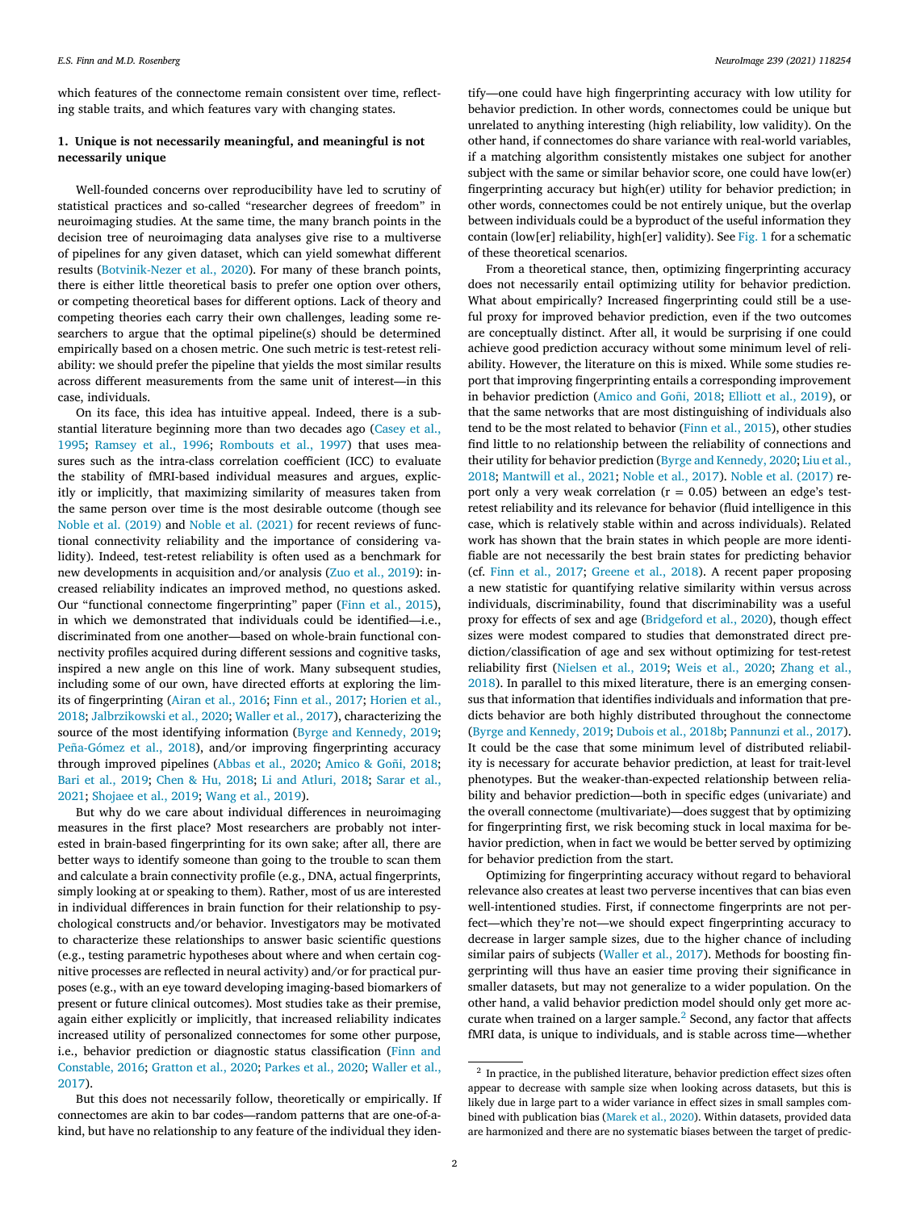which features of the connectome remain consistent over time, reflecting stable traits, and which features vary with changing states.

## 1. Unique is not necessarily meaningful, and meaningful is not necessarily unique

Well-founded concerns over reproducibility have led to scrutiny of statistical practices and so-called "researcher degrees of freedom" in neuroimaging studies. At the same time, the many branch points in the decision tree of neuroimaging data analyses give rise to a multiverse of pipelines for any given dataset, which can yield somewhat different results (Botvinik-Nezer et al., 2020). For many of these branch points, there is either little theoretical basis to prefer one option over others, or competing theoretical bases for different options. Lack of theory and competing theories each carry their own challenges, leading some researchers to argue that the optimal pipeline(s) should be determined empirically based on a chosen metric. One such metric is test-retest reliability: we should prefer the pipeline that yields the most similar results across different measurements from the same unit of interest—in this case, individuals.

On its face, this idea has intuitive appeal. Indeed, there is a substantial literature beginning more than two decades ago (Casey et al., 1995; Ramsey et al., 1996; Rombouts et al., 1997) that uses measures such as the intra-class correlation coefficient (ICC) to evaluate the stability of fMRI-based individual measures and argues, explicitly or implicitly, that maximizing similarity of measures taken from the same person over time is the most desirable outcome (though see Noble et al. (2019) and Noble et al. (2021) for recent reviews of functional connectivity reliability and the importance of considering validity). Indeed, test-retest reliability is often used as a benchmark for new developments in acquisition and/or analysis (Zuo et al., 2019): increased reliability indicates an improved method, no questions asked. Our "functional connectome fingerprinting" paper (Finn et al., 2015), in which we demonstrated that individuals could be identified—i.e., discriminated from one another—based on whole-brain functional connectivity profiles acquired during different sessions and cognitive tasks, inspired a new angle on this line of work. Many subsequent studies, including some of our own, have directed efforts at exploring the limits of fingerprinting (Airan et al., 2016; Finn et al., 2017; Horien et al., 2018; Jalbrzikowski et al., 2020; Waller et al., 2017), characterizing the source of the most identifying information (Byrge and Kennedy, 2019; Peña-Gómez et al., 2018), and/or improving fingerprinting accuracy through improved pipelines (Abbas et al., 2020; Amico & Goñi, 2018; Bari et al., 2019; Chen & Hu, 2018; Li and Atluri, 2018; Sarar et al., 2021; Shojaee et al., 2019; Wang et al., 2019).

But why do we care about individual differences in neuroimaging measures in the first place? Most researchers are probably not interested in brain-based fingerprinting for its own sake; after all, there are better ways to identify someone than going to the trouble to scan them and calculate a brain connectivity profile (e.g., DNA, actual fingerprints, simply looking at or speaking to them). Rather, most of us are interested in individual differences in brain function for their relationship to psychological constructs and/or behavior. Investigators may be motivated to characterize these relationships to answer basic scientific questions (e.g., testing parametric hypotheses about where and when certain cognitive processes are reflected in neural activity) and/or for practical purposes (e.g., with an eye toward developing imaging-based biomarkers of present or future clinical outcomes). Most studies take as their premise, again either explicitly or implicitly, that increased reliability indicates increased utility of personalized connectomes for some other purpose, i.e., behavior prediction or diagnostic status classification (Finn and Constable, 2016; Gratton et al., 2020; Parkes et al., 2020; Waller et al., 2017).

But this does not necessarily follow, theoretically or empirically. If connectomes are akin to bar codes—random patterns that are one-of-a-kind, but have no relationship to any feature of the individual they identify—one could have high fingerprinting accuracy with low utility for behavior prediction. In other words, connectomes could be unique but unrelated to anything interesting (high reliability, low validity). On the other hand, if connectomes do share variance with real-world variables, if a matching algorithm consistently mistakes one subject for another subject with the same or similar behavior score, one could have low(er) fingerprinting accuracy but high(er) utility for behavior prediction; in other words, connectomes could be not entirely unique, but the overlap between individuals could be a byproduct of the useful information they contain (low[er] reliability, high[er] validity). See Fig. 1 for a schematic of these theoretical scenarios.

From a theoretical stance, then, optimizing fingerprinting accuracy does not necessarily entail optimizing utility for behavior prediction. What about empirically? Increased fingerprinting could still be a useful proxy for improved behavior prediction, even if the two outcomes are conceptually distinct. After all, it would be surprising if one could achieve good prediction accuracy without some minimum level of reliability. However, the literature on this is mixed. While some studies report that improving fingerprinting entails a corresponding improvement in behavior prediction (Amico and Goñi, 2018; Elliott et al., 2019), or that the same networks that are most distinguishing of individuals also tend to be the most related to behavior (Finn et al., 2015), other studies find little to no relationship between the reliability of connections and their utility for behavior prediction (Byrge and Kennedy, 2020; Liu et al., 2018; Mantwill et al., 2021; Noble et al., 2017). Noble et al. (2017) report only a very weak correlation ($r = 0.05$) between an edge's test-retest reliability and its relevance for behavior (fluid intelligence in this case, which is relatively stable within and across individuals). Related work has shown that the brain states in which people are more identifiable are not necessarily the best brain states for predicting behavior (cf. Finn et al., 2017; Greene et al., 2018). A recent paper proposing a new statistic for quantifying relative similarity within versus across individuals, discriminability, found that discriminability was a useful proxy for effects of sex and age (Bridgeford et al., 2020), though effect sizes were modest compared to studies that demonstrated direct prediction/classification of age and sex without optimizing for test-retest reliability first (Nielsen et al., 2019; Weis et al., 2020; Zhang et al., 2018). In parallel to this mixed literature, there is an emerging consensus that information that identifies individuals and information that predicts behavior are both highly distributed throughout the connectome (Byrge and Kennedy, 2019; Dubois et al., 2018b; Pannunzi et al., 2017). It could be the case that some minimum level of distributed reliability is necessary for accurate behavior prediction, at least for trait-level phenotypes. But the weaker-than-expected relationship between reliability and behavior prediction—both in specific edges (univariate) and the overall connectome (multivariate)—does suggest that by optimizing for fingerprinting first, we risk becoming stuck in local maxima for behavior prediction, when in fact we would be better served by optimizing for behavior prediction from the start.

Optimizing for fingerprinting accuracy without regard to behavioral relevance also creates at least two perverse incentives that can bias even well-intentioned studies. First, if connectome fingerprints are not perfect—which they're not—we should expect fingerprinting accuracy to decrease in larger sample sizes, due to the higher chance of including similar pairs of subjects (Waller et al., 2017). Methods for boosting fingerprinting will thus have an easier time proving their significance in smaller datasets, but may not generalize to a wider population. On the other hand, a valid behavior prediction model should only get more accurate when trained on a larger sample.[2] Second, any factor that affects fMRI data, is unique to individuals, and is stable across time—whether

[2] In practice, in the published literature, behavior prediction effect sizes often appear to decrease with sample size when looking across datasets, but this is likely due in large part to a wider variance in effect sizes in small samples combined with publication bias (Marek et al., 2020). Within datasets, provided data are harmonized and there are no systematic biases between the target of predic-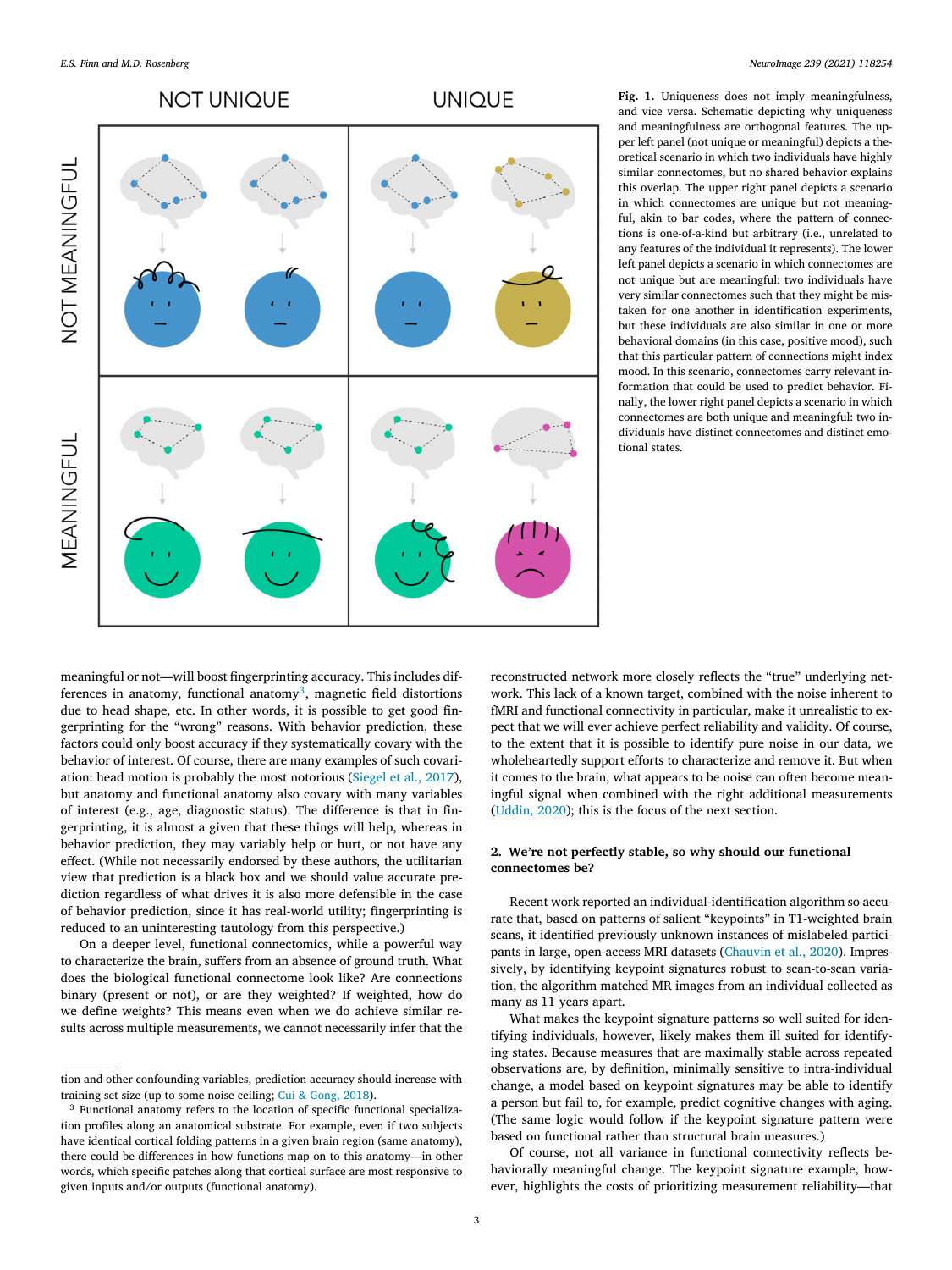**Fig. 1.** Uniqueness does not imply meaningfulness, and vice versa. Schematic depicting why uniqueness and meaningfulness are orthogonal features. The upper left panel (not unique or meaningful) depicts a theoretical scenario in which two individuals have highly similar connectomes, but no shared behavior explains this overlap. The upper right panel depicts a scenario in which connectomes are unique but not meaningful, akin to bar codes, where the pattern of connections is one-of-a-kind but arbitrary (i.e., unrelated to any features of the individual it represents). The lower left panel depicts a scenario in which connectomes are not unique but are meaningful: two individuals have very similar connectomes such that they might be mistaken for one another in identification experiments, but these individuals are also similar in one or more behavioral domains (in this case, positive mood), such that this particular pattern of connections might index mood. In this scenario, connectomes carry relevant information that could be used to predict behavior. Finally, the lower right panel depicts a scenario in which connectomes are both unique and meaningful: two individuals have distinct connectomes and distinct emotional states.

meaningful or not—will boost fingerprinting accuracy. This includes differences in anatomy, functional anatomy[3], magnetic field distortions due to head shape, etc. In other words, it is possible to get good fingerprinting for the "wrong" reasons. With behavior prediction, these factors could only boost accuracy if they systematically covary with the behavior of interest. Of course, there are many examples of such covariation: head motion is probably the most notorious (Siegel et al., 2017), but anatomy and functional anatomy also covary with many variables of interest (e.g., age, diagnostic status). The difference is that in fingerprinting, it is almost a given that these things will help, whereas in behavior prediction, they may variably help or hurt, or not have any effect. (While not necessarily endorsed by these authors, the utilitarian view that prediction is a black box and we should value accurate prediction regardless of what drives it is also more defensible in the case of behavior prediction, since it has real-world utility; fingerprinting is reduced to an uninteresting tautology from this perspective.)

On a deeper level, functional connectomics, while a powerful way to characterize the brain, suffers from an absence of ground truth. What does the biological functional connectome look like? Are connections binary (present or not), or are they weighted? If weighted, how do we define weights? This means even when we do achieve similar results across multiple measurements, we cannot necessarily infer that the reconstructed network more closely reflects the "true" underlying network. This lack of a known target, combined with the noise inherent to fMRI and functional connectivity in particular, make it unrealistic to expect that we will ever achieve perfect reliability and validity. Of course, to the extent that it is possible to identify pure noise in our data, we wholeheartedly support efforts to characterize and remove it. But when it comes to the brain, what appears to be noise can often become meaningful signal when combined with the right additional measurements (Uddin, 2020); this is the focus of the next section.

## 2. We're not perfectly stable, so why should our functional connectomes be?

Recent work reported an individual-identification algorithm so accurate that, based on patterns of salient "keypoints" in T1-weighted brain scans, it identified previously unknown instances of mislabeled participants in large, open-access MRI datasets (Chauvin et al., 2020). Impressively, by identifying keypoint signatures robust to scan-to-scan variation, the algorithm matched MR images from an individual collected as many as 11 years apart.

What makes the keypoint signature patterns so well suited for identifying individuals, however, likely makes them ill suited for identifying states. Because measures that are maximally stable across repeated observations are, by definition, minimally sensitive to intra-individual change, a model based on keypoint signatures may be able to identify a person but fail to, for example, predict cognitive changes with aging. (The same logic would follow if the keypoint signature pattern were based on functional rather than structural brain measures.)

Of course, not all variance in functional connectivity reflects behaviorally meaningful change. The keypoint signature example, however, highlights the costs of prioritizing measurement reliability—that

---

tion and other confounding variables, prediction accuracy should increase with training set size (up to some noise ceiling; Cui & Gong, 2018).

[3] Functional anatomy refers to the location of specific functional specialization profiles along an anatomical substrate. For example, even if two subjects have identical cortical folding patterns in a given brain region (same anatomy), there could be differences in how functions map on to this anatomy—in other words, which specific patches along that cortical surface are most responsive to given inputs and/or outputs (functional anatomy).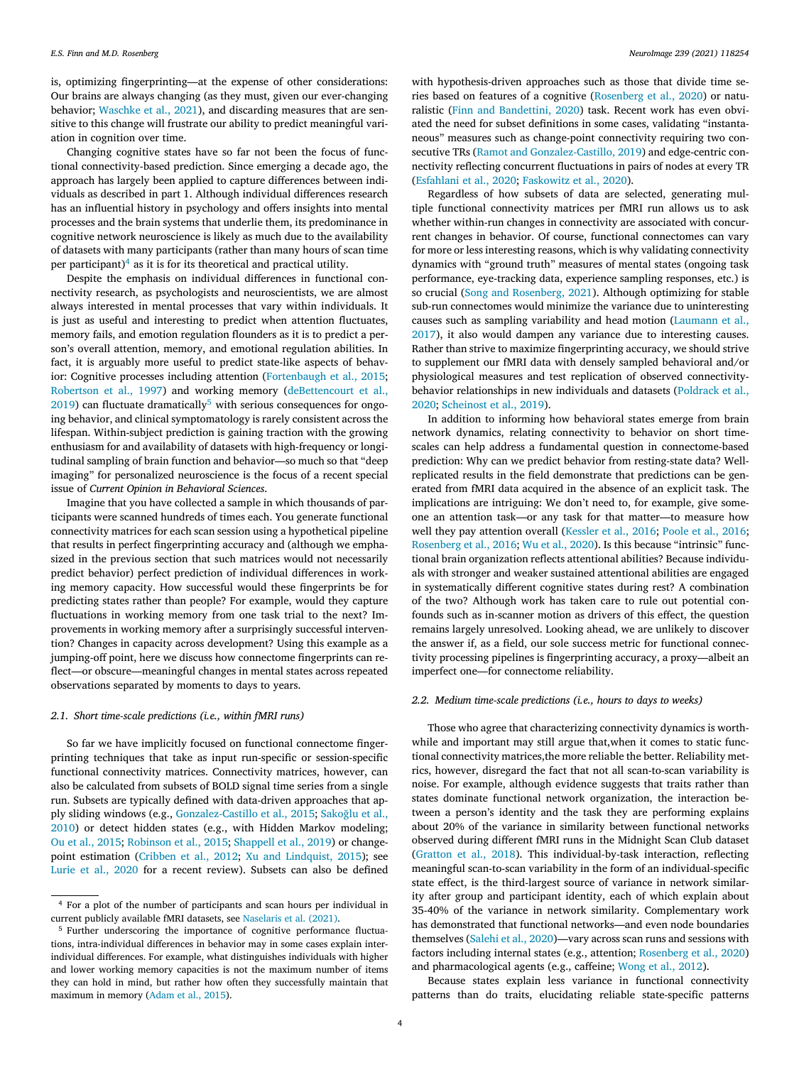is, optimizing fingerprinting—at the expense of other considerations: Our brains are always changing (as they must, given our ever-changing behavior; Waschke et al., 2021), and discarding measures that are sensitive to this change will frustrate our ability to predict meaningful variation in cognition over time.

Changing cognitive states have so far not been the focus of functional connectivity-based prediction. Since emerging a decade ago, the approach has largely been applied to capture differences between individuals as described in part 1. Although individual differences research has an influential history in psychology and offers insights into mental processes and the brain systems that underlie them, its predominance in cognitive network neuroscience is likely as much due to the availability of datasets with many participants (rather than many hours of scan time per participant)[4] as it is for its theoretical and practical utility.

Despite the emphasis on individual differences in functional connectivity research, as psychologists and neuroscientists, we are almost always interested in mental processes that vary within individuals. It is just as useful and interesting to predict when attention fluctuates, memory fails, and emotion regulation flounders as it is to predict a person's overall attention, memory, and emotional regulation abilities. In fact, it is arguably more useful to predict state-like aspects of behavior: Cognitive processes including attention (Fortenbaugh et al., 2015; Robertson et al., 1997) and working memory (deBettencourt et al., 2019) can fluctuate dramatically[5] with serious consequences for ongoing behavior, and clinical symptomatology is rarely consistent across the lifespan. Within-subject prediction is gaining traction with the growing enthusiasm for and availability of datasets with high-frequency or longitudinal sampling of brain function and behavior—so much so that "deep imaging" for personalized neuroscience is the focus of a recent special issue of *Current Opinion in Behavioral Sciences*.

Imagine that you have collected a sample in which thousands of participants were scanned hundreds of times each. You generate functional connectivity matrices for each scan session using a hypothetical pipeline that results in perfect fingerprinting accuracy and (although we emphasized in the previous section that such matrices would not necessarily predict behavior) perfect prediction of individual differences in working memory capacity. How successful would these fingerprints be for predicting states rather than people? For example, would they capture fluctuations in working memory from one task trial to the next? Improvements in working memory after a surprisingly successful intervention? Changes in capacity across development? Using this example as a jumping-off point, here we discuss how connectome fingerprints can reflect—or obscure—meaningful changes in mental states across repeated observations separated by moments to days to years.

### 2.1. Short time-scale predictions (i.e., within fMRI runs)

So far we have implicitly focused on functional connectome fingerprinting techniques that take as input run-specific or session-specific functional connectivity matrices. Connectivity matrices, however, can also be calculated from subsets of BOLD signal time series from a single run. Subsets are typically defined with data-driven approaches that apply sliding windows (e.g., Gonzalez-Castillo et al., 2015; Sakoğlu et al., 2010) or detect hidden states (e.g., with Hidden Markov modeling; Ou et al., 2015; Robinson et al., 2015; Shappell et al., 2019) or change-point estimation (Cribben et al., 2012; Xu and Lindquist, 2015); see Lurie et al., 2020 for a recent review). Subsets can also be defined with hypothesis-driven approaches such as those that divide time series based on features of a cognitive (Rosenberg et al., 2020) or naturalistic (Finn and Bandettini, 2020) task. Recent work has even obviated the need for subset definitions in some cases, validating "instantaneous" measures such as change-point connectivity requiring two consecutive TRs (Ramot and Gonzalez-Castillo, 2019) and edge-centric connectivity reflecting concurrent fluctuations in pairs of nodes at every TR (Esfahlani et al., 2020; Faskowitz et al., 2020).

Regardless of how subsets of data are selected, generating multiple functional connectivity matrices per fMRI run allows us to ask whether within-run changes in connectivity are associated with concurrent changes in behavior. Of course, functional connectomes can vary for more or less interesting reasons, which is why validating connectivity dynamics with "ground truth" measures of mental states (ongoing task performance, eye-tracking data, experience sampling responses, etc.) is so crucial (Song and Rosenberg, 2021). Although optimizing for stable sub-run connectomes would minimize the variance due to uninteresting causes such as sampling variability and head motion (Laumann et al., 2017), it also would dampen any variance due to interesting causes. Rather than strive to maximize fingerprinting accuracy, we should strive to supplement our fMRI data with densely sampled behavioral and/or physiological measures and test replication of observed connectivity-behavior relationships in new individuals and datasets (Poldrack et al., 2020; Scheinost et al., 2019).

In addition to informing how behavioral states emerge from brain network dynamics, relating connectivity to behavior on short timescales can help address a fundamental question in connectome-based prediction: Why can we predict behavior from resting-state data? Well-replicated results in the field demonstrate that predictions can be generated from fMRI data acquired in the absence of an explicit task. The implications are intriguing: We don't need to, for example, give someone an attention task—or any task for that matter—to measure how well they pay attention overall (Kessler et al., 2016; Poole et al., 2016; Rosenberg et al., 2016; Wu et al., 2020). Is this because "intrinsic" functional brain organization reflects attentional abilities? Because individuals with stronger and weaker sustained attentional abilities are engaged in systematically different cognitive states during rest? A combination of the two? Although work has taken care to rule out potential confounds such as in-scanner motion as drivers of this effect, the question remains largely unresolved. Looking ahead, we are unlikely to discover the answer if, as a field, our sole success metric for functional connectivity processing pipelines is fingerprinting accuracy, a proxy—albeit an imperfect one—for connectome reliability.

### 2.2. Medium time-scale predictions (i.e., hours to days to weeks)

Those who agree that characterizing connectivity dynamics is worthwhile and important may still argue that,when it comes to static functional connectivity matrices,the more reliable the better. Reliability metrics, however, disregard the fact that not all scan-to-scan variability is noise. For example, although evidence suggests that traits rather than states dominate functional network organization, the interaction between a person's identity and the task they are performing explains about 20% of the variance in similarity between functional networks observed during different fMRI runs in the Midnight Scan Club dataset (Gratton et al., 2018). This individual-by-task interaction, reflecting meaningful scan-to-scan variability in the form of an individual-specific state effect, is the third-largest source of variance in network similarity after group and participant identity, each of which explain about 35-40% of the variance in network similarity. Complementary work has demonstrated that functional networks—and even node boundaries themselves (Salehi et al., 2020)—vary across scan runs and sessions with factors including internal states (e.g., attention; Rosenberg et al., 2020) and pharmacological agents (e.g., caffeine; Wong et al., 2012).

Because states explain less variance in functional connectivity patterns than do traits, elucidating reliable state-specific patterns

---

[4] For a plot of the number of participants and scan hours per individual in current publicly available fMRI datasets, see Naselaris et al. (2021).

[5] Further underscoring the importance of cognitive performance fluctuations, intra-individual differences in behavior may in some cases explain inter-individual differences. For example, what distinguishes individuals with higher and lower working memory capacities is not the maximum number of items they can hold in mind, but rather how often they successfully maintain that maximum in memory (Adam et al., 2015).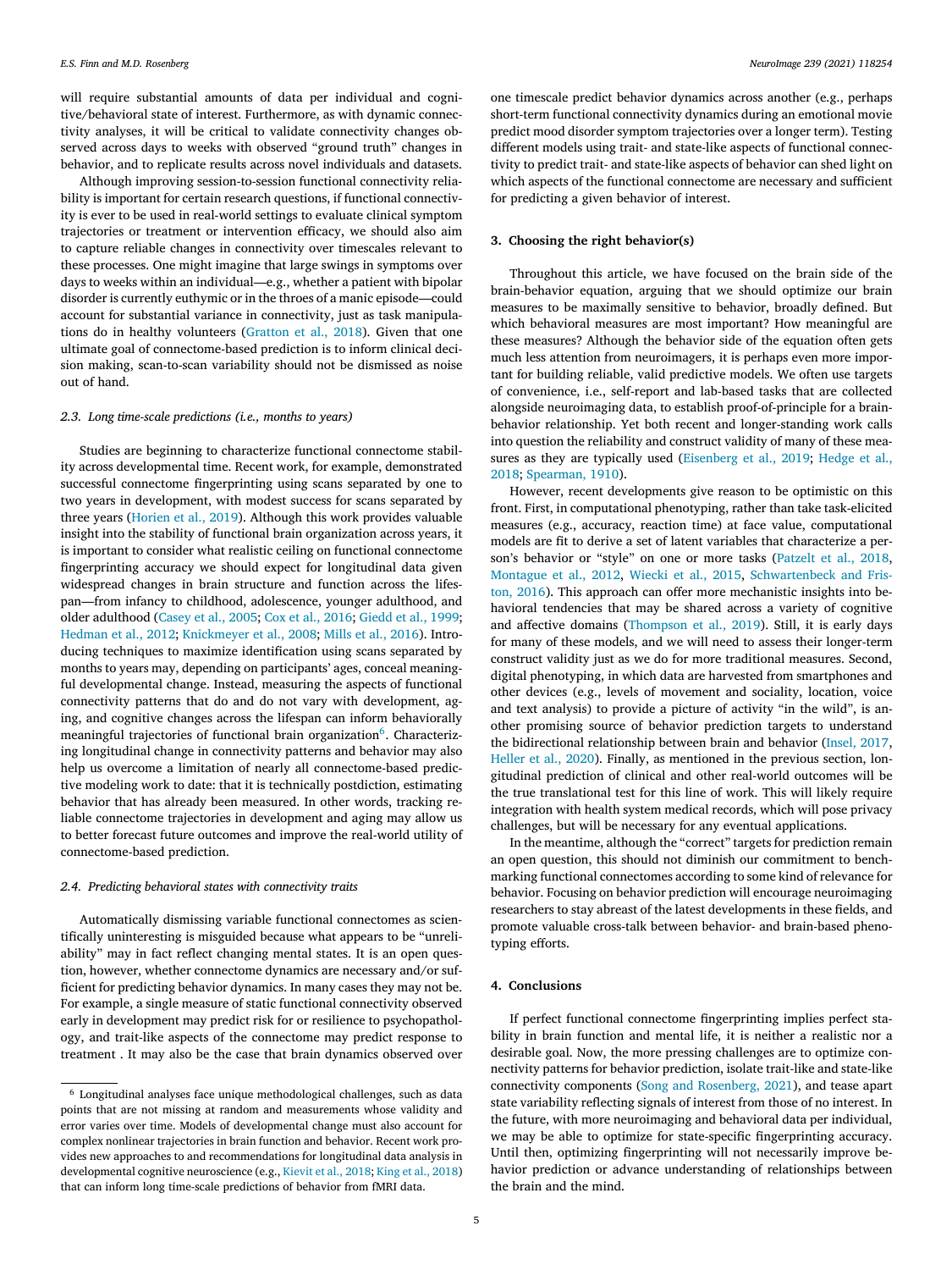will require substantial amounts of data per individual and cognitive/behavioral state of interest. Furthermore, as with dynamic connectivity analyses, it will be critical to validate connectivity changes observed across days to weeks with observed "ground truth" changes in behavior, and to replicate results across novel individuals and datasets.

Although improving session-to-session functional connectivity reliability is important for certain research questions, if functional connectivity is ever to be used in real-world settings to evaluate clinical symptom trajectories or treatment or intervention efficacy, we should also aim to capture reliable changes in connectivity over timescales relevant to these processes. One might imagine that large swings in symptoms over days to weeks within an individual—e.g., whether a patient with bipolar disorder is currently euthymic or in the throes of a manic episode—could account for substantial variance in connectivity, just as task manipulations do in healthy volunteers (Gratton et al., 2018). Given that one ultimate goal of connectome-based prediction is to inform clinical decision making, scan-to-scan variability should not be dismissed as noise out of hand.

### 2.3. Long time-scale predictions (i.e., months to years)

Studies are beginning to characterize functional connectome stability across developmental time. Recent work, for example, demonstrated successful connectome fingerprinting using scans separated by one to two years in development, with modest success for scans separated by three years (Horien et al., 2019). Although this work provides valuable insight into the stability of functional brain organization across years, it is important to consider what realistic ceiling on functional connectome fingerprinting accuracy we should expect for longitudinal data given widespread changes in brain structure and function across the lifespan—from infancy to childhood, adolescence, younger adulthood, and older adulthood (Casey et al., 2005; Cox et al., 2016; Giedd et al., 1999; Hedman et al., 2012; Knickmeyer et al., 2008; Mills et al., 2016). Introducing techniques to maximize identification using scans separated by months to years may, depending on participants' ages, conceal meaningful developmental change. Instead, measuring the aspects of functional connectivity patterns that do and do not vary with development, aging, and cognitive changes across the lifespan can inform behaviorally meaningful trajectories of functional brain organization[6]. Characterizing longitudinal change in connectivity patterns and behavior may also help us overcome a limitation of nearly all connectome-based predictive modeling work to date: that it is technically postdiction, estimating behavior that has already been measured. In other words, tracking reliable connectome trajectories in development and aging may allow us to better forecast future outcomes and improve the real-world utility of connectome-based prediction.

### 2.4. Predicting behavioral states with connectivity traits

Automatically dismissing variable functional connectomes as scientifically uninteresting is misguided because what appears to be "unreliability" may in fact reflect changing mental states. It is an open question, however, whether connectome dynamics are necessary and/or sufficient for predicting behavior dynamics. In many cases they may not be. For example, a single measure of static functional connectivity observed early in development may predict risk for or resilience to psychopathology, and trait-like aspects of the connectome may predict response to treatment . It may also be the case that brain dynamics observed over one timescale predict behavior dynamics across another (e.g., perhaps short-term functional connectivity dynamics during an emotional movie predict mood disorder symptom trajectories over a longer term). Testing different models using trait- and state-like aspects of functional connectivity to predict trait- and state-like aspects of behavior can shed light on which aspects of the functional connectome are necessary and sufficient for predicting a given behavior of interest.

## 3. Choosing the right behavior(s)

Throughout this article, we have focused on the brain side of the brain-behavior equation, arguing that we should optimize our brain measures to be maximally sensitive to behavior, broadly defined. But which behavioral measures are most important? How meaningful are these measures? Although the behavior side of the equation often gets much less attention from neuroimagers, it is perhaps even more important for building reliable, valid predictive models. We often use targets of convenience, i.e., self-report and lab-based tasks that are collected alongside neuroimaging data, to establish proof-of-principle for a brain-behavior relationship. Yet both recent and longer-standing work calls into question the reliability and construct validity of many of these measures as they are typically used (Eisenberg et al., 2019; Hedge et al., 2018; Spearman, 1910).

However, recent developments give reason to be optimistic on this front. First, in computational phenotyping, rather than take task-elicited measures (e.g., accuracy, reaction time) at face value, computational models are fit to derive a set of latent variables that characterize a person's behavior or "style" on one or more tasks (Patzelt et al., 2018, Montague et al., 2012, Wiecki et al., 2015, Schwartenbeck and Friston, 2016). This approach can offer more mechanistic insights into behavioral tendencies that may be shared across a variety of cognitive and affective domains (Thompson et al., 2019). Still, it is early days for many of these models, and we will need to assess their longer-term construct validity just as we do for more traditional measures. Second, digital phenotyping, in which data are harvested from smartphones and other devices (e.g., levels of movement and sociality, location, voice and text analysis) to provide a picture of activity "in the wild", is another promising source of behavior prediction targets to understand the bidirectional relationship between brain and behavior (Insel, 2017, Heller et al., 2020). Finally, as mentioned in the previous section, longitudinal prediction of clinical and other real-world outcomes will be the true translational test for this line of work. This will likely require integration with health system medical records, which will pose privacy challenges, but will be necessary for any eventual applications.

In the meantime, although the "correct" targets for prediction remain an open question, this should not diminish our commitment to benchmarking functional connectomes according to some kind of relevance for behavior. Focusing on behavior prediction will encourage neuroimaging researchers to stay abreast of the latest developments in these fields, and promote valuable cross-talk between behavior- and brain-based phenotyping efforts.

## 4. Conclusions

If perfect functional connectome fingerprinting implies perfect stability in brain function and mental life, it is neither a realistic nor a desirable goal. Now, the more pressing challenges are to optimize connectivity patterns for behavior prediction, isolate trait-like and state-like connectivity components (Song and Rosenberg, 2021), and tease apart state variability reflecting signals of interest from those of no interest. In the future, with more neuroimaging and behavioral data per individual, we may be able to optimize for state-specific fingerprinting accuracy. Until then, optimizing fingerprinting will not necessarily improve behavior prediction or advance understanding of relationships between the brain and the mind.

---

[6] Longitudinal analyses face unique methodological challenges, such as data points that are not missing at random and measurements whose validity and error varies over time. Models of developmental change must also account for complex nonlinear trajectories in brain function and behavior. Recent work provides new approaches to and recommendations for longitudinal data analysis in developmental cognitive neuroscience (e.g., Kievit et al., 2018; King et al., 2018) that can inform long time-scale predictions of behavior from fMRI data.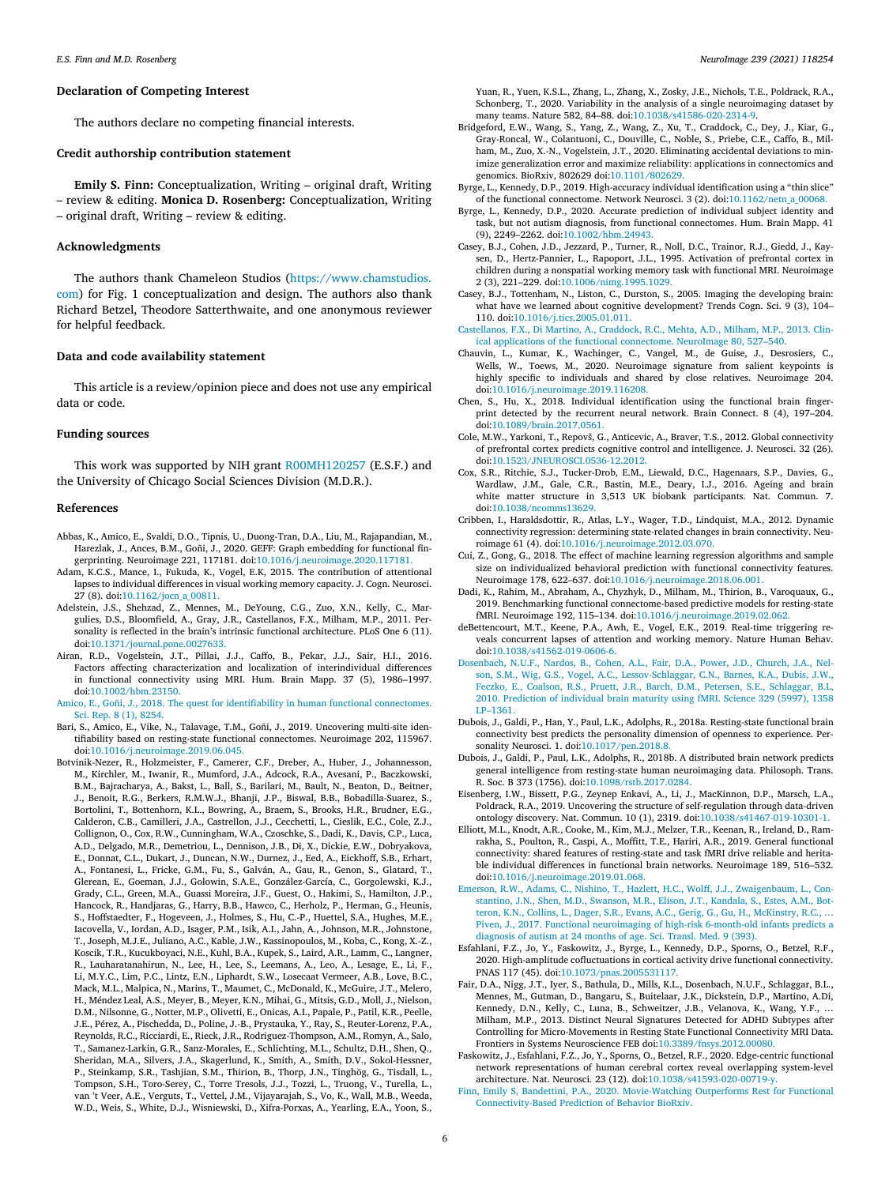## Declaration of Competing Interest

The authors declare no competing financial interests.

## Credit authorship contribution statement

**Emily S. Finn:** Conceptualization, Writing – original draft, Writing – review & editing. **Monica D. Rosenberg:** Conceptualization, Writing – original draft, Writing – review & editing.

## Acknowledgments

The authors thank Chameleon Studios (https://www.chamstudios.com) for Fig. 1 conceptualization and design. The authors also thank Richard Betzel, Theodore Satterthwaite, and one anonymous reviewer for helpful feedback.

## Data and code availability statement

This article is a review/opinion piece and does not use any empirical data or code.

## Funding sources

This work was supported by NIH grant R00MH120257 (E.S.F.) and the University of Chicago Social Sciences Division (M.D.R.).

## References

Abbas, K., Amico, E., Svaldi, D.O., Tipnis, U., Duong-Tran, D.A., Liu, M., Rajapandian, M., Harezlak, J., Ances, B.M., Goñi, J., 2020. GEFF: Graph embedding for functional fingerprinting. Neuroimage 221, 117181. doi:10.1016/j.neuroimage.2020.117181.

Adam, K.C.S., Mance, I., Fukuda, K., Vogel, E.K, 2015. The contribution of attentional lapses to individual differences in visual working memory capacity. J. Cogn. Neurosci. 27 (8). doi:10.1162/jocn_a_00811.

Adelstein, J.S., Shehzad, Z., Mennes, M., DeYoung, C.G., Zuo, X.N., Kelly, C., Margulies, D.S., Bloomfield, A., Gray, J.R., Castellanos, F.X., Milham, M.P., 2011. Personality is reflected in the brain's intrinsic functional architecture. PLoS One 6 (11). doi:10.1371/journal.pone.0027633.

Airan, R.D., Vogelstein, J.T., Pillai, J.J., Caffo, B., Pekar, J.J., Sair, H.I., 2016. Factors affecting characterization and localization of interindividual differences in functional connectivity using MRI. Hum. Brain Mapp. 37 (5), 1986–1997. doi:10.1002/hbm.23150.

Amico, E., Goñi, J., 2018. The quest for identifiability in human functional connectomes. Sci. Rep. 8 (1), 8254.

Bari, S., Amico, E., Vike, N., Talavage, T.M., Goñi, J., 2019. Uncovering multi-site identifiability based on resting-state functional connectomes. Neuroimage 202, 115967. doi:10.1016/j.neuroimage.2019.06.045.

Botvinik-Nezer, R., Holzmeister, F., Camerer, C.F., Dreber, A., Huber, J., Johannesson, M., Kirchler, M., Iwanir, R., Mumford, J.A., Adcock, R.A., Avesani, P., Baczkowski, B.M., Bajracharya, A., Bakst, L., Ball, S., Barilari, M., Bault, N., Beaton, D., Beitner, J., Benoit, R.G., Berkers, R.M.W.J., Bhanji, J.P., Biswal, B.B., Bobadilla-Suarez, S., Bortolini, T., Bottenhorn, K.L., Bowring, A., Braem, S., Brooks, H.R., Brudner, E.G., Calderon, C.B., Camilleri, J.A., Castrellon, J.J., Cecchetti, L., Cieslik, E.C., Cole, Z.J., Collignon, O., Cox, R.W., Cunningham, W.A., Czoschke, S., Dadi, K., Davis, C.P., Luca, A.D., Delgado, M.R., Demetriou, L., Dennison, J.B., Di, X., Dickie, E.W., Dobryakova, E., Donnat, C.L., Dukart, J., Duncan, N.W., Durnez, J., Eed, A., Eickhoff, S.B., Erhart, A., Fontanesi, L., Fricke, G.M., Fu, S., Galván, A., Gau, R., Genon, S., Glatard, T., Glerean, E., Goeman, J.J., Golowin, S.A.E., González-García, C., Gorgolewski, K.J., Grady, C.L., Green, M.A., Guassi Moreira, J.F., Guest, O., Hakimi, S., Hamilton, J.P., Hancock, R., Handjaras, G., Harry, B.B., Hawco, C., Herholz, P., Herman, G., Heunis, S., Hoffstaedter, F., Hogeveen, J., Holmes, S., Hu, C.-P., Huettel, S.A., Hughes, M.E., Iacovella, V., Iordan, A.D., Isager, P.M., Isik, A.I., Jahn, A., Johnson, M.R., Johnstone, T., Joseph, M.J.E., Juliano, A.C., Kable, J.W., Kassinopoulos, M., Koba, C., Kong, X.-Z., Koscik, T.R., Kucukboyaci, N.E., Kuhl, B.A., Kupek, S., Laird, A.R., Lamm, C., Langner, R., Lauharatanahirun, N., Lee, H., Lee, S., Leemans, A., Leo, A., Lesage, E., Li, F., Li, M.Y.C., Lim, P.C., Lintz, E.N., Liphardt, S.W., Losecaat Vermeer, A.B., Love, B.C., Mack, M.L., Malpica, N., Marins, T., Maumet, C., McDonald, K., McGuire, J.T., Melero, H., Méndez Leal, A.S., Meyer, B., Meyer, K.N., Mihai, G., Mitsis, G.D., Moll, J., Nielson, D.M., Nilsonne, G., Notter, M.P., Olivetti, E., Onicas, A.I., Papale, P., Patil, K.R., Peelle, J.E., Pérez, A., Pischedda, D., Poline, J.-B., Prystauka, Y., Ray, S., Reuter-Lorenz, P.A., Reynolds, R.C., Ricciardi, E., Rieck, J.R., Rodriguez-Thompson, A.M., Romyn, A., Salo, T., Samanez-Larkin, G.R., Sanz-Morales, E., Schlichting, M.L., Schultz, D.H., Shen, Q., Sheridan, M.A., Silvers, J.A., Skagerlund, K., Smith, A., Smith, D.V., Sokol-Hessner, P., Steinkamp, S.R., Tashjian, S.M., Thirion, B., Thorp, J.N., Tinghög, G., Tisdall, L., Tompson, S.H., Toro-Serey, C., Torre Tresols, J.J., Tozzi, L., Truong, V., Turella, L., van 't Veer, A.E., Verguts, T., Vettel, J.M., Vijayarajah, S., Vo, K., Wall, M.B., Weeda, W.D., Weis, S., White, D.J., Wisniewski, D., Xifra-Porxas, A., Yearling, E.A., Yoon, S., Yuan, R., Yuen, K.S.L., Zhang, L., Zhang, X., Zosky, J.E., Nichols, T.E., Poldrack, R.A., Schonberg, T., 2020. Variability in the analysis of a single neuroimaging dataset by many teams. Nature 582, 84–88. doi:10.1038/s41586-020-2314-9.

Bridgeford, E.W., Wang, S., Yang, Z., Wang, Z., Xu, T., Craddock, C., Dey, J., Kiar, G., Gray-Roncal, W., Colantuoni, C., Douville, C., Noble, S., Priebe, C.E., Caffo, B., Milham, M., Zuo, X.-N., Vogelstein, J.T., 2020. Eliminating accidental deviations to minimize generalization error and maximize reliability: applications in connectomics and genomics. BioRxiv, 802629 doi:10.1101/802629.

Byrge, L., Kennedy, D.P., 2019. High-accuracy individual identification using a "thin slice" of the functional connectome. Network Neurosci. 3 (2). doi:10.1162/netn_a_00068.

Byrge, L., Kennedy, D.P., 2020. Accurate prediction of individual subject identity and task, but not autism diagnosis, from functional connectomes. Hum. Brain Mapp. 41 (9), 2249–2262. doi:10.1002/hbm.24943.

Casey, B.J., Cohen, J.D., Jezzard, P., Turner, R., Noll, D.C., Trainor, R.J., Giedd, J., Kaysen, D., Hertz-Pannier, L., Rapoport, J.L., 1995. Activation of prefrontal cortex in children during a nonspatial working memory task with functional MRI. Neuroimage 2 (3), 221–229. doi:10.1006/nimg.1995.1029.

Casey, B.J., Tottenham, N., Liston, C., Durston, S., 2005. Imaging the developing brain: what have we learned about cognitive development? Trends Cogn. Sci. 9 (3), 104–110. doi:10.1016/j.tics.2005.01.011.

Castellanos, F.X., Di Martino, A., Craddock, R.C., Mehta, A.D., Milham, M.P., 2013. Clinical applications of the functional connectome. NeuroImage 80, 527–540.

Chauvin, L., Kumar, K., Wachinger, C., Vangel, M., de Guise, J., Desrosiers, C., Wells, W., Toews, M., 2020. Neuroimage signature from salient keypoints is highly specific to individuals and shared by close relatives. Neuroimage 204. doi:10.1016/j.neuroimage.2019.116208.

Chen, S., Hu, X., 2018. Individual identification using the functional brain fingerprint detected by the recurrent neural network. Brain Connect. 8 (4), 197–204. doi:10.1089/brain.2017.0561.

Cole, M.W., Yarkoni, T., Repovš, G., Anticevic, A., Braver, T.S., 2012. Global connectivity of prefrontal cortex predicts cognitive control and intelligence. J. Neurosci. 32 (26). doi:10.1523/JNEUROSCI.0536-12.2012.

Cox, S.R., Ritchie, S.J., Tucker-Drob, E.M., Liewald, D.C., Hagenaars, S.P., Davies, G., Wardlaw, J.M., Gale, C.R., Bastin, M.E., Deary, I.J., 2016. Ageing and brain white matter structure in 3,513 UK biobank participants. Nat. Commun. 7. doi:10.1038/ncomms13629.

Cribben, I., Haraldsdottir, R., Atlas, L.Y., Wager, T.D., Lindquist, M.A., 2012. Dynamic connectivity regression: determining state-related changes in brain connectivity. Neuroimage 61 (4). doi:10.1016/j.neuroimage.2012.03.070.

Cui, Z., Gong, G., 2018. The effect of machine learning regression algorithms and sample size on individualized behavioral prediction with functional connectivity features. Neuroimage 178, 622–637. doi:10.1016/j.neuroimage.2018.06.001.

Dadi, K., Rahim, M., Abraham, A., Chyzhyk, D., Milham, M.P., Thirion, B., Varoquaux, G., 2019. Benchmarking functional connectome-based predictive models for resting-state fMRI. Neuroimage 192, 115–134. doi:10.1016/j.neuroimage.2019.02.062.

deBettencourt, M.T., Keene, P.A., Awh, E., Vogel, E.K., 2019. Real-time triggering reveals concurrent lapses of attention and working memory. Nature Human Behav. doi:10.1038/s41562-019-0606-6.

Dosenbach, N.U.F., Nardos, B., Cohen, A.L., Fair, D.A., Power, J.D., Church, J.A., Nelson, S.M., Wig, G.S., Vogel, A.C., Lessov-Schlaggar, C.N., Barnes, K.A., Dubis, J.W., Feczko, E., Coalson, R.S., Pruett, J.R., Barch, D.M., Petersen, S.E., Schlaggar, B.L, 2010. Prediction of individual brain maturity using fMRI. Science 329 (5997), 1358 LP–1361.

Dubois, J., Galdi, P., Han, Y., Paul, L.K., Adolphs, R., 2018a. Resting-state functional brain connectivity best predicts the personality dimension of openness to experience. Personality Neurosci. 1. doi:10.1017/pen.2018.8.

Dubois, J., Galdi, P., Paul, L.K., Adolphs, R., 2018b. A distributed brain network predicts general intelligence from resting-state human neuroimaging data. Philosoph. Trans. R. Soc. B 373 (1756). doi:10.1098/rstb.2017.0284.

Eisenberg, I.W., Bissett, P.G., Zeynep Enkavi, A., Li, J., MacKinnon, D.P., Marsch, L.A., Poldrack, R.A., 2019. Uncovering the structure of self-regulation through data-driven ontology discovery. Nat. Commun. 10 (1), 2319. doi:10.1038/s41467-019-10301-1.

Elliott, M.L., Knodt, A.R., Cooke, M., Kim, M.J., Melzer, T.R., Keenan, R., Ireland, D., Ramrakha, S., Poulton, R., Caspi, A., Moffitt, T.E., Hariri, A.R., 2019. General functional connectivity: shared features of resting-state and task fMRI drive reliable and heritable individual differences in functional brain networks. Neuroimage 189, 516–532. doi:10.1016/j.neuroimage.2019.01.068.

Emerson, R.W., Adams, C., Nishino, T., Hazlett, H.C., Wolff, J.J., Zwaigenbaum, L., Constantino, J.N., Shen, M.D., Swanson, M.R., Elison, J.T., Kandala, S., Estes, A.M., Botteron, K.N., Collins, L., Dager, S.R., Evans, A.C., Gerig, G., Gu, H., McKinstry, R.C., … Piven, J., 2017. Functional neuroimaging of high-risk 6-month-old infants predicts a diagnosis of autism at 24 months of age. Sci. Transl. Med. 9 (393).

Esfahlani, F.Z., Jo, Y., Faskowitz, J., Byrge, L., Kennedy, D.P., Sporns, O., Betzel, R.F., 2020. High-amplitude cofluctuations in cortical activity drive functional connectivity. PNAS 117 (45). doi:10.1073/pnas.2005531117.

Fair, D.A., Nigg, J.T., Iyer, S., Bathula, D., Mills, K.L., Dosenbach, N.U.F., Schlaggar, B.L., Mennes, M., Gutman, D., Bangaru, S., Buitelaar, J.K., Dickstein, D.P., Martino, A.Di, Kennedy, D.N., Kelly, C., Luna, B., Schweitzer, J.B., Velanova, K., Wang, Y.F., … Milham, M.P., 2013. Distinct Neural Signatures Detected for ADHD Subtypes after Controlling for Micro-Movements in Resting State Functional Connectivity MRI Data. Frontiers in Systems Neuroscience FEB doi:10.3389/fnsys.2012.00080.

Faskowitz, J., Esfahlani, F.Z., Jo, Y., Sporns, O., Betzel, R.F., 2020. Edge-centric functional network representations of human cerebral cortex reveal overlapping system-level architecture. Nat. Neurosci. 23 (12). doi:10.1038/s41593-020-00719-y.

Finn, Emily S, Bandettini, P.A., 2020. Movie-Watching Outperforms Rest for Functional Connectivity-Based Prediction of Behavior BioRxiv.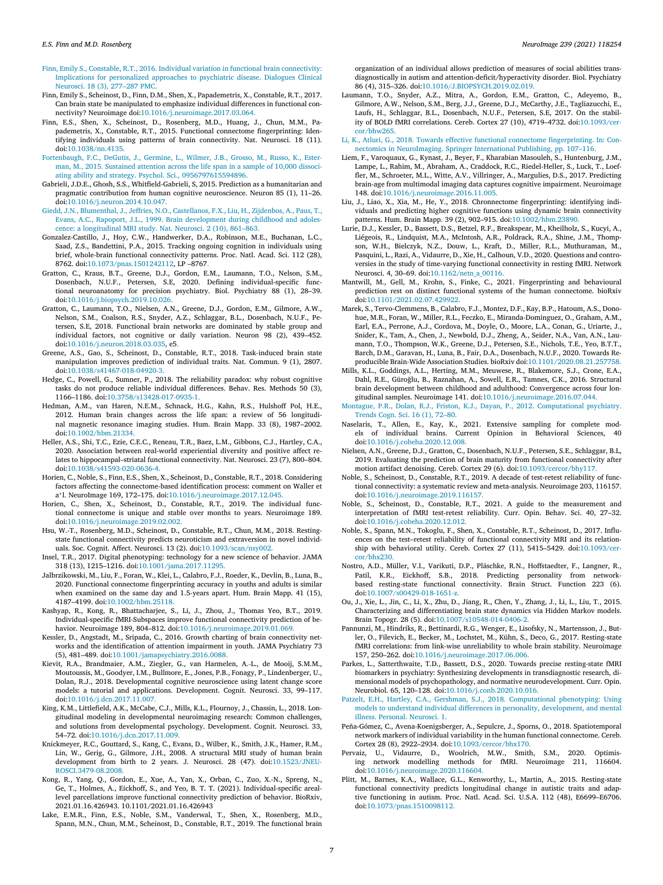Finn, Emily S., Constable, R.T., 2016. Individual variation in functional brain connectivity: Implications for personalized approaches to psychiatric disease. Dialogues Clinical Neurosci. 18 (3), 277–287 PMC.

Finn, Emily S., Scheinost, D., Finn, D.M., Shen, X., Papademetris, X., Constable, R.T., 2017. Can brain state be manipulated to emphasize individual differences in functional connectivity? Neuroimage doi:10.1016/j.neuroimage.2017.03.064.

Finn, E.S., Shen, X., Scheinost, D., Rosenberg, M.D., Huang, J., Chun, M.M., Papademetris, X., Constable, R.T., 2015. Functional connectome fingerprinting: Identifying individuals using patterns of brain connectivity. Nat. Neurosci. 18 (11). doi:10.1038/nn.4135.

Fortenbaugh, F.C., DeGutis, J., Germine, L., Wilmer, J.B., Grosso, M., Russo, K., Esterman, M., 2015. Sustained attention across the life span in a sample of 10,000 dissociating ability and strategy. Psychol. Sci., 0956797615594896.

Gabrieli, J.D.E., Ghosh, S.S., Whitfield-Gabrieli, S, 2015. Prediction as a humanitarian and pragmatic contribution from human cognitive neuroscience. Neuron 85 (1), 11–26. doi:10.1016/j.neuron.2014.10.047.

Giedd, J.N., Blumenthal, J., Jeffries, N.O., Castellanos, F.X., Liu, H., Zijdenbos, A., Paus, T., Evans, A.C., Rapoport, J.L., 1999. Brain development during childhood and adolescence: a longitudinal MRI study. Nat. Neurosci. 2 (10), 861–863.

Gonzalez-Castillo, J., Hoy, C.W., Handwerker, D.A., Robinson, M.E., Buchanan, L.C., Saad, Z.S., Bandettini, P.A., 2015. Tracking ongoing cognition in individuals using brief, whole-brain functional connectivity patterns. Proc. Natl. Acad. Sci. 112 (28), 8762. doi:10.1073/pnas.1501242112, LP –8767.

Gratton, C., Kraus, B.T., Greene, D.J., Gordon, E.M., Laumann, T.O., Nelson, S.M., Dosenbach, N.U.F., Petersen, S.E, 2020. Defining individual-specific functional neuroanatomy for precision psychiatry. Biol. Psychiatry 88 (1), 28–39. doi:10.1016/j.biopsych.2019.10.026.

Gratton, C., Laumann, T.O., Nielsen, A.N., Greene, D.J., Gordon, E.M., Gilmore, A.W., Nelson, S.M., Coalson, R.S., Snyder, A.Z., Schlaggar, B.L., Dosenbach, N.U.F., Petersen, S.E, 2018. Functional brain networks are dominated by stable group and individual factors, not cognitive or daily variation. Neuron 98 (2), 439–452. doi:10.1016/j.neuron.2018.03.035, e5.

Greene, A.S., Gao, S., Scheinost, D., Constable, R.T., 2018. Task-induced brain state manipulation improves prediction of individual traits. Nat. Commun. 9 (1), 2807. doi:10.1038/s41467-018-04920-3.

Hedge, C., Powell, G., Sumner, P., 2018. The reliability paradox: why robust cognitive tasks do not produce reliable individual differences. Behav. Res. Methods 50 (3), 1166–1186. doi:10.3758/s13428-017-0935-1.

Hedman, A.M., van Haren, N.E.M., Schnack, H.G., Kahn, R.S., Hulshoff Pol, H.E., 2012. Human brain changes across the life span: a review of 56 longitudinal magnetic resonance imaging studies. Hum. Brain Mapp. 33 (8), 1987–2002. doi:10.1002/hbm.21334.

Heller, A.S., Shi, T.C., Ezie, C.E.C., Reneau, T.R., Baez, L.M., Gibbons, C.J., Hartley, C.A., 2020. Association between real-world experiential diversity and positive affect relates to hippocampal–striatal functional connectivity. Nat. Neurosci. 23 (7), 800–804. doi:10.1038/s41593-020-0636-4.

Horien, C., Noble, S., Finn, E.S., Shen, X., Scheinost, D., Constable, R.T., 2018. Considering factors affecting the connectome-based identification process: comment on Waller et a*l. NeuroImage 169, 172–175. doi:10.1016/j.neuroimage.2017.12.045.

Horien, C., Shen, X., Scheinost, D., Constable, R.T., 2019. The individual functional connectome is unique and stable over months to years. Neuroimage 189. doi:10.1016/j.neuroimage.2019.02.002.

Hsu, W.-T., Rosenberg, M.D., Scheinost, D., Constable, R.T., Chun, M.M., 2018. Resting-state functional connectivity predicts neuroticism and extraversion in novel individuals. Soc. Cognit. Affect. Neurosci. 13 (2). doi:10.1093/scan/nsy002.

Insel, T.R., 2017. Digital phenotyping: technology for a new science of behavior. JAMA 318 (13), 1215–1216. doi:10.1001/jama.2017.11295.

Jalbrzikowski, M., Liu, F., Foran, W., Klei, L., Calabro, F.J., Roeder, K., Devlin, B., Luna, B., 2020. Functional connectome fingerprinting accuracy in youths and adults is similar when examined on the same day and 1.5-years apart. Hum. Brain Mapp. 41 (15), 4187–4199. doi:10.1002/hbm.25118.

Kashyap, R., Kong, R., Bhattacharjee, S., Li, J., Zhou, J., Thomas Yeo, B.T., 2019. Individual-specific fMRI-Subspaces improve functional connectivity prediction of behavior. Neuroimage 189, 804–812. doi:10.1016/j.neuroimage.2019.01.069.

Kessler, D., Angstadt, M., Sripada, C., 2016. Growth charting of brain connectivity networks and the identification of attention impairment in youth. JAMA Psychiatry 73 (5), 481–489. doi:10.1001/jamapsychiatry.2016.0088.

Kievit, R.A., Brandmaier, A.M., Ziegler, G., van Harmelen, A.-L., de Mooij, S.M.M., Moutoussis, M., Goodyer, I.M., Bullmore, E., Jones, P.B., Fonagy, P., Lindenberger, U., Dolan, R.J., 2018. Developmental cognitive neuroscience using latent change score models: a tutorial and applications. Development. Cognit. Neurosci. 33, 99–117. doi:10.1016/j.dcn.2017.11.007.

King, K.M., Littlefield, A.K., McCabe, C.J., Mills, K.L., Flournoy, J., Chassin, L., 2018. Longitudinal modeling in developmental neuroimaging research: Common challenges, and solutions from developmental psychology. Development. Cognit. Neurosci. 33, 54–72. doi:10.1016/j.dcn.2017.11.009.

Knickmeyer, R.C., Gouttard, S., Kang, C., Evans, D., Wilber, K., Smith, J.K., Hamer, R.M., Lin, W., Gerig, G., Gilmore, J.H., 2008. A structural MRI study of human brain development from birth to 2 years. J. Neurosci. 28 (47). doi:10.1523/JNEUROSCI.3479-08.2008.

Kong, R., Yang, Q., Gordon, E., Xue, A., Yan, X., Orban, C., Zuo, X.-N., Spreng, N., Ge, T., Holmes, A., Eickhoff, S., and Yeo, B. T. T. (2021). Individual-specific areal-level parcellations improve functional connectivity prediction of behavior. BioRxiv, 2021.01.16.426943. 10.1101/2021.01.16.426943

Lake, E.M.R., Finn, E.S., Noble, S.M., Vanderwal, T., Shen, X., Rosenberg, M.D., Spann, M.N., Chun, M.M., Scheinost, D., Constable, R.T., 2019. The functional brain organization of an individual allows prediction of measures of social abilities transdiagnostically in autism and attention-deficit/hyperactivity disorder. Biol. Psychiatry 86 (4), 315–326. doi:10.1016/J.BIOPSYCH.2019.02.019.

Laumann, T.O., Snyder, A.Z., Mitra, A., Gordon, E.M., Gratton, C., Adeyemo, B., Gilmore, A.W., Nelson, S.M., Berg, J.J., Greene, D.J., McCarthy, J.E., Tagliazucchi, E., Laufs, H., Schlaggar, B.L., Dosenbach, N.U.F., Petersen, S.E, 2017. On the stability of BOLD fMRI correlations. Cereb. Cortex 27 (10), 4719–4732. doi:10.1093/cercor/bhw265.

Li, K., Atluri, G., 2018. Towards effective functional connectome fingerprinting. In: Connectomics in NeuroImaging. Springer International Publishing, pp. 107–116.

Liem, F., Varoquaux, G., Kynast, J., Beyer, F., Kharabian Masouleh, S., Huntenburg, J.M., Lampe, L., Rahim, M., Abraham, A., Craddock, R.C., Riedel-Heller, S., Luck, T., Loeffler, M., Schroeter, M.L., Witte, A.V., Villringer, A., Margulies, D.S., 2017. Predicting brain-age from multimodal imaging data captures cognitive impairment. Neuroimage 148. doi:10.1016/j.neuroimage.2016.11.005.

Liu, J., Liao, X., Xia, M., He, Y., 2018. Chronnectome fingerprinting: identifying individuals and predicting higher cognitive functions using dynamic brain connectivity patterns. Hum. Brain Mapp. 39 (2), 902–915. doi:10.1002/hbm.23890.

Lurie, D.J., Kessler, D., Bassett, D.S., Betzel, R.F., Breakspear, M., Kheilholz, S., Kucyi, A., Liégeois, R., Lindquist, M.A., McIntosh, A.R., Poldrack, R.A., Shine, J.M., Thompson, W.H., Bielczyk, N.Z., Douw, L., Kraft, D., Miller, R.L., Muthuraman, M., Pasquini, L., Razi, A., Vidaurre, D., Xie, H., Calhoun, V.D., 2020. Questions and controversies in the study of time-varying functional connectivity in resting fMRI. Network Neurosci. 4, 30–69. doi:10.1162/netn_a_00116.

Mantwill, M., Gell, M., Krohn, S., Finke, C., 2021. Fingerprinting and behavioural prediction rest on distinct functional systems of the human connectome. bioRxiv doi:10.1101/2021.02.07.429922.

Marek, S., Tervo-Clemmens, B., Calabro, F.J., Montez, D.F., Kay, B.P., Hatoum, A.S., Donohue, M.R., Foran, W., Miller, R.L., Feczko, E., Miranda-Dominguez, O., Graham, A.M., Earl, E.A., Perrone, A.J., Cordova, M., Doyle, O., Moore, L.A., Conan, G., Uriarte, J., Snider, K., Tam, A., Chen, J., Newbold, D.J., Zheng, A., Seider, N.A., Van, A.N., Laumann, T.O., Thompson, W.K., Greene, D.J., Petersen, S.E., Nichols, T.E., Yeo, B.T.T., Barch, D.M., Garavan, H., Luna, B., Fair, D.A., Dosenbach, N.U.F., 2020. Towards Reproducible Brain-Wide Association Studies. bioRxiv doi:10.1101/2020.08.21.257758.

Mills, K.L., Goddings, A.L., Herting, M.M., Meuwese, R., Blakemore, S.J., Crone, E.A., Dahl, R.E., Güroğlu, B., Raznahan, A., Sowell, E.R., Tamnes, C.K., 2016. Structural brain development between childhood and adulthood: Convergence across four longitudinal samples. Neuroimage 141. doi:10.1016/j.neuroimage.2016.07.044.

Montague, P.R., Dolan, R.J., Friston, K.J., Dayan, P., 2012. Computational psychiatry. Trends Cogn. Sci. 16 (1), 72–80.

Naselaris, T., Allen, E., Kay, K., 2021. Extensive sampling for complete models of individual brains. Current Opinion in Behavioral Sciences, 40 doi:10.1016/j.cobeha.2020.12.008.

Nielsen, A.N., Greene, D.J., Gratton, C., Dosenbach, N.U.F., Petersen, S.E., Schlaggar, B.L, 2019. Evaluating the prediction of brain maturity from functional connectivity after motion artifact denoising. Cereb. Cortex 29 (6). doi:10.1093/cercor/bhy117.

Noble, S., Scheinost, D., Constable, R.T., 2019. A decade of test-retest reliability of functional connectivity: a systematic review and meta-analysis. Neuroimage 203, 116157. doi:10.1016/j.neuroimage.2019.116157.

Noble, S., Scheinost, D., Constable, R.T., 2021. A guide to the measurement and interpretation of fMRI test-retest reliability. Curr. Opin. Behav. Sci. 40, 27–32. doi:10.1016/j.cobeha.2020.12.012.

Noble, S., Spann, M.N., Tokoglu, F., Shen, X., Constable, R.T., Scheinost, D., 2017. Influences on the test–retest reliability of functional connectivity MRI and its relationship with behavioral utility. Cereb. Cortex 27 (11), 5415–5429. doi:10.1093/cercor/bhx230.

Nostro, A.D., Müller, V.I., Varikuti, D.P., Pläschke, R.N., Hoffstaedter, F., Langner, R., Patil, K.R., Eickhoff, S.B., 2018. Predicting personality from network-based resting-state functional connectivity. Brain Struct. Function 223 (6). doi:10.1007/s00429-018-1651-z.

Ou, J., Xie, L., Jin, C., Li, X., Zhu, D., Jiang, R., Chen, Y., Zhang, J., Li, L., Liu, T., 2015. Characterizing and differentiating brain state dynamics via Hidden Markov models. Brain Topogr. 28 (5). doi:10.1007/s10548-014-0406-2.

Pannunzi, M., Hindriks, R., Bettinardi, R.G., Wenger, E., Lisofsky, N., Martensson, J., Butler, O., Filevich, E., Becker, M., Lochstet, M., Kühn, S., Deco, G., 2017. Resting-state fMRI correlations: from link-wise unreliability to whole brain stability. Neuroimage 157, 250–262. doi:10.1016/j.neuroimage.2017.06.006.

Parkes, L., Satterthwaite, T.D., Bassett, D.S., 2020. Towards precise resting-state fMRI biomarkers in psychiatry: Synthesizing developments in transdiagnostic research, dimensional models of psychopathology, and normative neurodevelopment. Curr. Opin. Neurobiol. 65, 120–128. doi:10.1016/j.conb.2020.10.016.

Patzelt, E.H., Hartley, C.A., Gershman, S.J., 2018. Computational phenotyping: Using models to understand individual differences in personality, development, and mental illness. Personal. Neurosci. 1.

Peña-Gómez, C., Avena-Koenigsberger, A., Sepulcre, J., Sporns, O., 2018. Spatiotemporal network markers of individual variability in the human functional connectome. Cereb. Cortex 28 (8), 2922–2934. doi:10.1093/cercor/bhx170.

Pervaiz, U., Vidaurre, D., Woolrich, M.W., Smith, S.M., 2020. Optimising network modelling methods for fMRI. Neuroimage 211, 116604. doi:10.1016/j.neuroimage.2020.116604.

Plitt, M., Barnes, K.A., Wallace, G.L., Kenworthy, L., Martin, A., 2015. Resting-state functional connectivity predicts longitudinal change in autistic traits and adaptive functioning in autism. Proc. Natl. Acad. Sci. U.S.A. 112 (48), E6699–E6706. doi:10.1073/pnas.1510098112.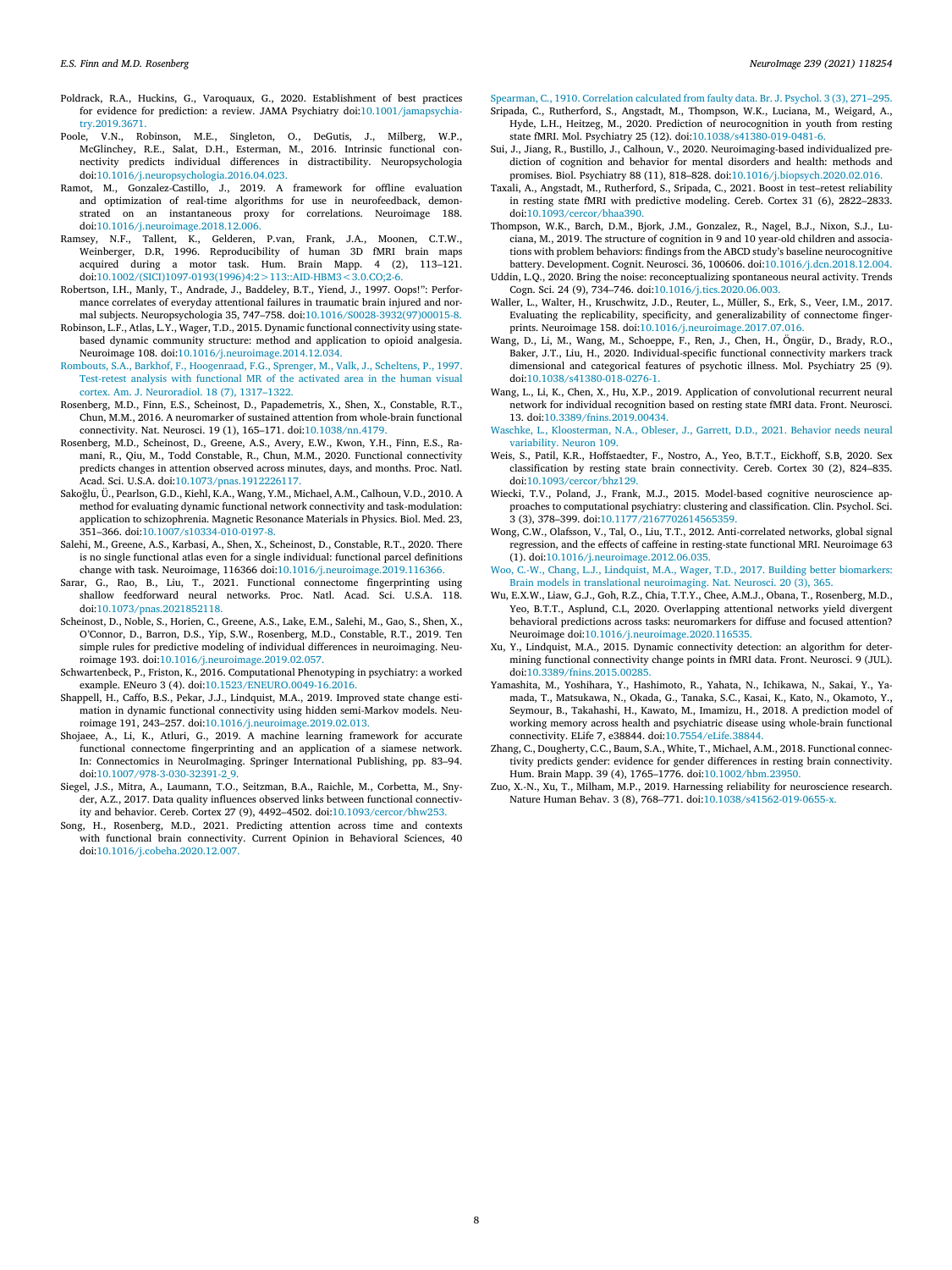Poldrack, R.A., Huckins, G., Varoquaux, G., 2020. Establishment of best practices for evidence for prediction: a review. JAMA Psychiatry doi:10.1001/jamapsychiatry.2019.3671.

Poole, V.N., Robinson, M.E., Singleton, O., DeGutis, J., Milberg, W.P., McGlinchey, R.E., Salat, D.H., Esterman, M., 2016. Intrinsic functional connectivity predicts individual differences in distractibility. Neuropsychologia doi:10.1016/j.neuropsychologia.2016.04.023.

Ramot, M., Gonzalez-Castillo, J., 2019. A framework for offline evaluation and optimization of real-time algorithms for use in neurofeedback, demonstrated on an instantaneous proxy for correlations. Neuroimage 188. doi:10.1016/j.neuroimage.2018.12.006.

Ramsey, N.F., Tallent, K., Gelderen, P.van, Frank, J.A., Moonen, C.T.W., Weinberger, D.R, 1996. Reproducibility of human 3D fMRI brain maps acquired during a motor task. Hum. Brain Mapp. 4 (2), 113–121. doi:10.1002/(SICI)1097-0193(1996)4:2>113::AID-HBM3<3.0.CO;2-6.

Robertson, I.H., Manly, T., Andrade, J., Baddeley, B.T., Yiend, J., 1997. Oops!": Performance correlates of everyday attentional failures in traumatic brain injured and normal subjects. Neuropsychologia 35, 747–758. doi:10.1016/S0028-3932(97)00015-8.

Robinson, L.F., Atlas, L.Y., Wager, T.D., 2015. Dynamic functional connectivity using state-based dynamic community structure: method and application to opioid analgesia. Neuroimage 108. doi:10.1016/j.neuroimage.2014.12.034.

Rombouts, S.A., Barkhof, F., Hoogenraad, F.G., Sprenger, M., Valk, J., Scheltens, P., 1997. Test-retest analysis with functional MR of the activated area in the human visual cortex. Am. J. Neuroradiol. 18 (7), 1317–1322.

Rosenberg, M.D., Finn, E.S., Scheinost, D., Papademetris, X., Shen, X., Constable, R.T., Chun, M.M., 2016. A neuromarker of sustained attention from whole-brain functional connectivity. Nat. Neurosci. 19 (1), 165–171. doi:10.1038/nn.4179.

Rosenberg, M.D., Scheinost, D., Greene, A.S., Avery, E.W., Kwon, Y.H., Finn, E.S., Ramani, R., Qiu, M., Todd Constable, R., Chun, M.M., 2020. Functional connectivity predicts changes in attention observed across minutes, days, and months. Proc. Natl. Acad. Sci. U.S.A. doi:10.1073/pnas.1912226117.

Sakoğlu, Ü., Pearlson, G.D., Kiehl, K.A., Wang, Y.M., Michael, A.M., Calhoun, V.D., 2010. A method for evaluating dynamic functional network connectivity and task-modulation: application to schizophrenia. Magnetic Resonance Materials in Physics. Biol. Med. 23, 351–366. doi:10.1007/s10334-010-0197-8.

Salehi, M., Greene, A.S., Karbasi, A., Shen, X., Scheinost, D., Constable, R.T., 2020. There is no single functional atlas even for a single individual: functional parcel definitions change with task. Neuroimage, 116366 doi:10.1016/j.neuroimage.2019.116366.

Sarar, G., Rao, B., Liu, T., 2021. Functional connectome fingerprinting using shallow feedforward neural networks. Proc. Natl. Acad. Sci. U.S.A. 118. doi:10.1073/pnas.2021852118.

Scheinost, D., Noble, S., Horien, C., Greene, A.S., Lake, E.M., Salehi, M., Gao, S., Shen, X., O'Connor, D., Barron, D.S., Yip, S.W., Rosenberg, M.D., Constable, R.T., 2019. Ten simple rules for predictive modeling of individual differences in neuroimaging. Neuroimage 193. doi:10.1016/j.neuroimage.2019.02.057.

Schwartenbeck, P., Friston, K., 2016. Computational Phenotyping in psychiatry: a worked example. ENeuro 3 (4). doi:10.1523/ENEURO.0049-16.2016.

Shappell, H., Caffo, B.S., Pekar, J.J., Lindquist, M.A., 2019. Improved state change estimation in dynamic functional connectivity using hidden semi-Markov models. Neuroimage 191, 243–257. doi:10.1016/j.neuroimage.2019.02.013.

Shojaee, A., Li, K., Atluri, G., 2019. A machine learning framework for accurate functional connectome fingerprinting and an application of a siamese network. In: Connectomics in NeuroImaging. Springer International Publishing, pp. 83–94. doi:10.1007/978-3-030-32391-2_9.

Siegel, J.S., Mitra, A., Laumann, T.O., Seitzman, B.A., Raichle, M., Corbetta, M., Snyder, A.Z., 2017. Data quality influences observed links between functional connectivity and behavior. Cereb. Cortex 27 (9), 4492–4502. doi:10.1093/cercor/bhw253.

Song, H., Rosenberg, M.D., 2021. Predicting attention across time and contexts with functional brain connectivity. Current Opinion in Behavioral Sciences, 40 doi:10.1016/j.cobeha.2020.12.007.

Spearman, C., 1910. Correlation calculated from faulty data. Br. J. Psychol. 3 (3), 271–295.

Sripada, C., Rutherford, S., Angstadt, M., Thompson, W.K., Luciana, M., Weigard, A., Hyde, L.H., Heitzeg, M., 2020. Prediction of neurocognition in youth from resting state fMRI. Mol. Psychiatry 25 (12). doi:10.1038/s41380-019-0481-6.

Sui, J., Jiang, R., Bustillo, J., Calhoun, V., 2020. Neuroimaging-based individualized prediction of cognition and behavior for mental disorders and health: methods and promises. Biol. Psychiatry 88 (11), 818–828. doi:10.1016/j.biopsych.2020.02.016.

Taxali, A., Angstadt, M., Rutherford, S., Sripada, C., 2021. Boost in test–retest reliability in resting state fMRI with predictive modeling. Cereb. Cortex 31 (6), 2822–2833. doi:10.1093/cercor/bhaa390.

Thompson, W.K., Barch, D.M., Bjork, J.M., Gonzalez, R., Nagel, B.J., Nixon, S.J., Luciana, M., 2019. The structure of cognition in 9 and 10 year-old children and associations with problem behaviors: findings from the ABCD study's baseline neurocognitive battery. Development. Cognit. Neurosci. 36, 100606. doi:10.1016/j.dcn.2018.12.004.

Uddin, L.Q., 2020. Bring the noise: reconceptualizing spontaneous neural activity. Trends Cogn. Sci. 24 (9), 734–746. doi:10.1016/j.tics.2020.06.003.

Waller, L., Walter, H., Kruschwitz, J.D., Reuter, L., Müller, S., Erk, S., Veer, I.M., 2017. Evaluating the replicability, specificity, and generalizability of connectome fingerprints. Neuroimage 158. doi:10.1016/j.neuroimage.2017.07.016.

Wang, D., Li, M., Wang, M., Schoeppe, F., Ren, J., Chen, H., Öngür, D., Brady, R.O., Baker, J.T., Liu, H., 2020. Individual-specific functional connectivity markers track dimensional and categorical features of psychotic illness. Mol. Psychiatry 25 (9). doi:10.1038/s41380-018-0276-1.

Wang, L., Li, K., Chen, X., Hu, X.P., 2019. Application of convolutional recurrent neural network for individual recognition based on resting state fMRI data. Front. Neurosci. 13. doi:10.3389/fnins.2019.00434.

Waschke, L., Kloosterman, N.A., Obleser, J., Garrett, D.D., 2021. Behavior needs neural variability. Neuron 109.

Weis, S., Patil, K.R., Hoffstaedter, F., Nostro, A., Yeo, B.T.T., Eickhoff, S.B, 2020. Sex classification by resting state brain connectivity. Cereb. Cortex 30 (2), 824–835. doi:10.1093/cercor/bhz129.

Wiecki, T.V., Poland, J., Frank, M.J., 2015. Model-based cognitive neuroscience approaches to computational psychiatry: clustering and classification. Clin. Psychol. Sci. 3 (3), 378–399. doi:10.1177/2167702614565359.

Wong, C.W., Olafsson, V., Tal, O., Liu, T.T., 2012. Anti-correlated networks, global signal regression, and the effects of caffeine in resting-state functional MRI. Neuroimage 63 (1). doi:10.1016/j.neuroimage.2012.06.035.

Woo, C.-W., Chang, L.J., Lindquist, M.A., Wager, T.D., 2017. Building better biomarkers: Brain models in translational neuroimaging. Nat. Neurosci. 20 (3), 365.

Wu, E.X.W., Liaw, G.J., Goh, R.Z., Chia, T.T.Y., Chee, A.M.J., Obana, T., Rosenberg, M.D., Yeo, B.T.T., Asplund, C.L, 2020. Overlapping attentional networks yield divergent behavioral predictions across tasks: neuromarkers for diffuse and focused attention? Neuroimage doi:10.1016/j.neuroimage.2020.116535.

Xu, Y., Lindquist, M.A., 2015. Dynamic connectivity detection: an algorithm for determining functional connectivity change points in fMRI data. Front. Neurosci. 9 (JUL). doi:10.3389/fnins.2015.00285.

Yamashita, M., Yoshihara, Y., Hashimoto, R., Yahata, N., Ichikawa, N., Sakai, Y., Yamada, T., Matsukawa, N., Okada, G., Tanaka, S.C., Kasai, K., Kato, N., Okamoto, Y., Seymour, B., Takahashi, H., Kawato, M., Imamizu, H., 2018. A prediction model of working memory across health and psychiatric disease using whole-brain functional connectivity. ELife 7, e38844. doi:10.7554/eLife.38844.

Zhang, C., Dougherty, C.C., Baum, S.A., White, T., Michael, A.M., 2018. Functional connectivity predicts gender: evidence for gender differences in resting brain connectivity. Hum. Brain Mapp. 39 (4), 1765–1776. doi:10.1002/hbm.23950.

Zuo, X.-N., Xu, T., Milham, M.P., 2019. Harnessing reliability for neuroscience research. Nature Human Behav. 3 (8), 768–771. doi:10.1038/s41562-019-0655-x.